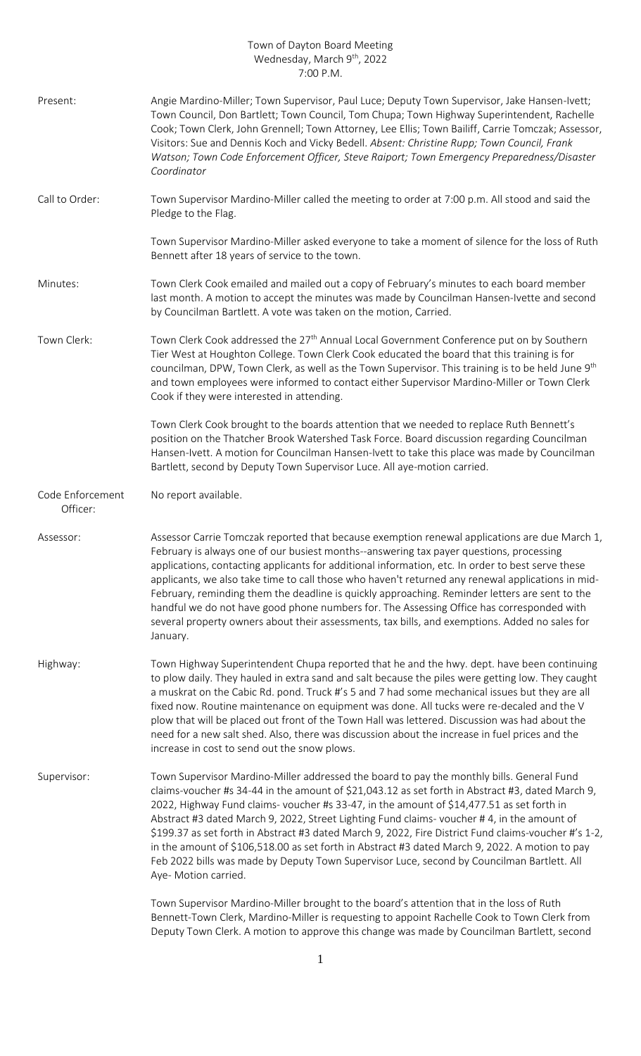Town of Dayton Board Meeting
Wednesday, March 9th, 2022
7:00 P.M.

**Present:** Angie Mardino-Miller; Town Supervisor, Paul Luce; Deputy Town Supervisor, Jake Hansen-Ivett; Town Council, Don Bartlett; Town Council, Tom Chupa; Town Highway Superintendent, Rachelle Cook; Town Clerk, John Grennell; Town Attorney, Lee Ellis; Town Bailiff, Carrie Tomczak; Assessor, Visitors: Sue and Dennis Koch and Vicky Bedell. *Absent: Christine Rupp; Town Council, Frank Watson; Town Code Enforcement Officer, Steve Raiport; Town Emergency Preparedness/Disaster Coordinator*

**Call to Order:** Town Supervisor Mardino-Miller called the meeting to order at 7:00 p.m. All stood and said the Pledge to the Flag.

Town Supervisor Mardino-Miller asked everyone to take a moment of silence for the loss of Ruth Bennett after 18 years of service to the town.

**Minutes:** Town Clerk Cook emailed and mailed out a copy of February's minutes to each board member last month. A motion to accept the minutes was made by Councilman Hansen-Ivette and second by Councilman Bartlett. A vote was taken on the motion, Carried.

**Town Clerk:** Town Clerk Cook addressed the 27th Annual Local Government Conference put on by Southern Tier West at Houghton College. Town Clerk Cook educated the board that this training is for councilman, DPW, Town Clerk, as well as the Town Supervisor. This training is to be held June 9th and town employees were informed to contact either Supervisor Mardino-Miller or Town Clerk Cook if they were interested in attending.

Town Clerk Cook brought to the boards attention that we needed to replace Ruth Bennett's position on the Thatcher Brook Watershed Task Force. Board discussion regarding Councilman Hansen-Ivett. A motion for Councilman Hansen-Ivett to take this place was made by Councilman Bartlett, second by Deputy Town Supervisor Luce. All aye-motion carried.

**Code Enforcement Officer:** No report available.

**Assessor:** Assessor Carrie Tomczak reported that because exemption renewal applications are due March 1, February is always one of our busiest months--answering tax payer questions, processing applications, contacting applicants for additional information, etc. In order to best serve these applicants, we also take time to call those who haven't returned any renewal applications in mid-February, reminding them the deadline is quickly approaching. Reminder letters are sent to the handful we do not have good phone numbers for. The Assessing Office has corresponded with several property owners about their assessments, tax bills, and exemptions. Added no sales for January.

**Highway:** Town Highway Superintendent Chupa reported that he and the hwy. dept. have been continuing to plow daily. They hauled in extra sand and salt because the piles were getting low. They caught a muskrat on the Cabic Rd. pond. Truck #'s 5 and 7 had some mechanical issues but they are all fixed now. Routine maintenance on equipment was done. All tucks were re-decaled and the V plow that will be placed out front of the Town Hall was lettered. Discussion was had about the need for a new salt shed. Also, there was discussion about the increase in fuel prices and the increase in cost to send out the snow plows.

**Supervisor:** Town Supervisor Mardino-Miller addressed the board to pay the monthly bills. General Fund claims-voucher #s 34-44 in the amount of $21,043.12 as set forth in Abstract #3, dated March 9, 2022, Highway Fund claims- voucher #s 33-47, in the amount of $14,477.51 as set forth in Abstract #3 dated March 9, 2022, Street Lighting Fund claims- voucher # 4, in the amount of $199.37 as set forth in Abstract #3 dated March 9, 2022, Fire District Fund claims-voucher #'s 1-2, in the amount of $106,518.00 as set forth in Abstract #3 dated March 9, 2022. A motion to pay Feb 2022 bills was made by Deputy Town Supervisor Luce, second by Councilman Bartlett. All Aye- Motion carried.

Town Supervisor Mardino-Miller brought to the board's attention that in the loss of Ruth Bennett-Town Clerk, Mardino-Miller is requesting to appoint Rachelle Cook to Town Clerk from Deputy Town Clerk. A motion to approve this change was made by Councilman Bartlett, second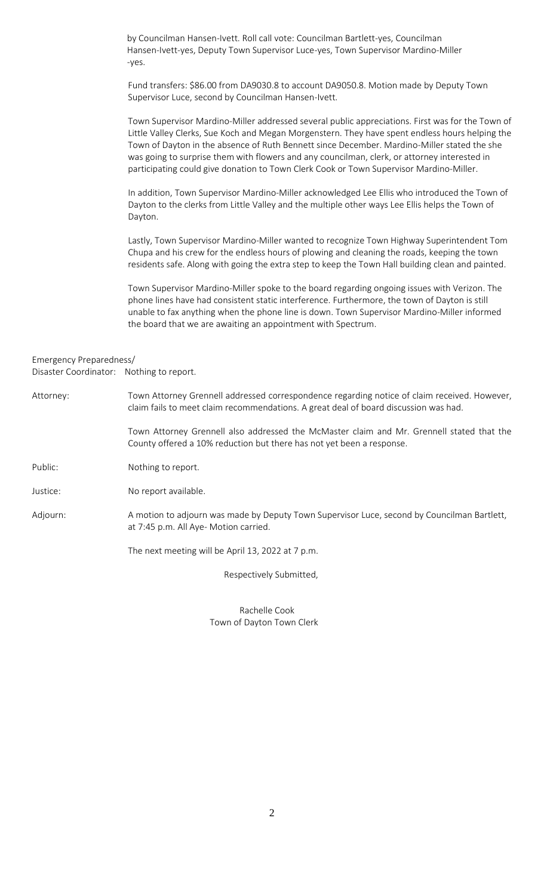by Councilman Hansen-Ivett. Roll call vote: Councilman Bartlett-yes, Councilman Hansen-Ivett-yes, Deputy Town Supervisor Luce-yes, Town Supervisor Mardino-Miller -yes.

Fund transfers: $86.00 from DA9030.8 to account DA9050.8. Motion made by Deputy Town Supervisor Luce, second by Councilman Hansen-Ivett.

Town Supervisor Mardino-Miller addressed several public appreciations. First was for the Town of Little Valley Clerks, Sue Koch and Megan Morgenstern. They have spent endless hours helping the Town of Dayton in the absence of Ruth Bennett since December. Mardino-Miller stated the she was going to surprise them with flowers and any councilman, clerk, or attorney interested in participating could give donation to Town Clerk Cook or Town Supervisor Mardino-Miller.

In addition, Town Supervisor Mardino-Miller acknowledged Lee Ellis who introduced the Town of Dayton to the clerks from Little Valley and the multiple other ways Lee Ellis helps the Town of Dayton.

Lastly, Town Supervisor Mardino-Miller wanted to recognize Town Highway Superintendent Tom Chupa and his crew for the endless hours of plowing and cleaning the roads, keeping the town residents safe. Along with going the extra step to keep the Town Hall building clean and painted.

Town Supervisor Mardino-Miller spoke to the board regarding ongoing issues with Verizon. The phone lines have had consistent static interference. Furthermore, the town of Dayton is still unable to fax anything when the phone line is down. Town Supervisor Mardino-Miller informed the board that we are awaiting an appointment with Spectrum.

Emergency Preparedness/
Disaster Coordinator: Nothing to report.

Attorney: Town Attorney Grennell addressed correspondence regarding notice of claim received. However, claim fails to meet claim recommendations. A great deal of board discussion was had.

Town Attorney Grennell also addressed the McMaster claim and Mr. Grennell stated that the County offered a 10% reduction but there has not yet been a response.

Public: Nothing to report.

Justice: No report available.

Adjourn: A motion to adjourn was made by Deputy Town Supervisor Luce, second by Councilman Bartlett, at 7:45 p.m. All Aye- Motion carried.

The next meeting will be April 13, 2022 at 7 p.m.

Respectively Submitted,

Rachelle Cook
Town of Dayton Town Clerk